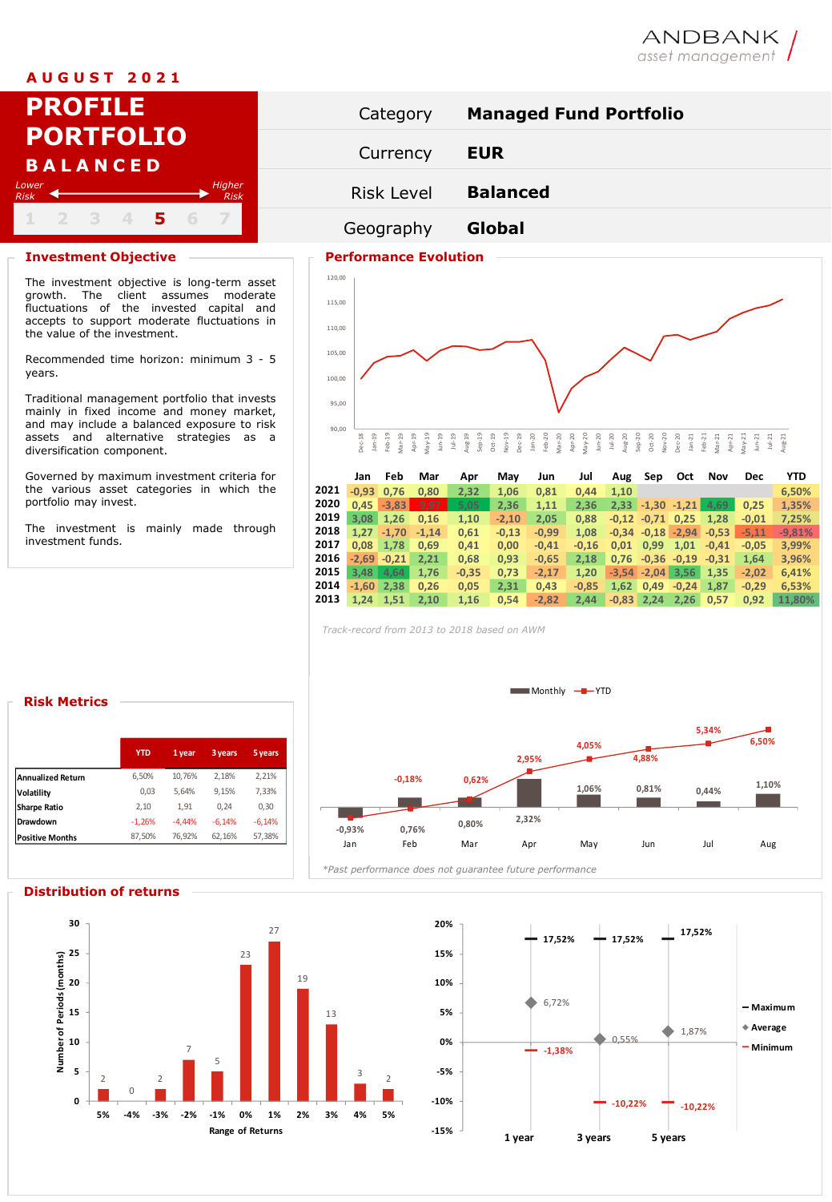ANDBANK asset management

**AUGUST 2021**

# PROFILE PORTFOLIO BALANCED

Lower Risk ← → Higher Risk

1 2 3 4 **5** 6 7

| | |
|---|---|
| Category | **Managed Fund Portfolio** |
| Currency | **EUR** |
| Risk Level | **Balanced** |
| Geography | **Global** |

## Investment Objective

The investment objective is long-term asset growth. The client assumes moderate fluctuations of the invested capital and accepts to support moderate fluctuations in the value of the investment.

Recommended time horizon: minimum 3 - 5 years.

Traditional management portfolio that invests mainly in fixed income and money market, and may include a balanced exposure to risk assets and alternative strategies as a diversification component.

Governed by maximum investment criteria for the various asset categories in which the portfolio may invest.

The investment is mainly made through investment funds.

## Performance Evolution

| | Jan | Feb | Mar | Apr | May | Jun | Jul | Aug | Sep | Oct | Nov | Dec | YTD |
|---|---|---|---|---|---|---|---|---|---|---|---|---|---|
| 2021 | -0,93 | 0,76 | 0,80 | 2,32 | 1,06 | 0,81 | 0,44 | 1,10 | | | | | 6,50% |
| 2020 | 0,45 | -3,83 | -9,97 | 5,05 | 2,36 | 1,11 | 2,36 | 2,33 | -1,30 | -1,21 | 4,69 | 0,25 | 1,35% |
| 2019 | 3,08 | 1,26 | 0,16 | 1,10 | -2,10 | 2,05 | 0,88 | -0,12 | -0,71 | 0,25 | 1,28 | -0,01 | 7,25% |
| 2018 | 1,27 | -1,70 | -1,14 | 0,61 | -0,13 | -0,99 | 1,08 | -0,34 | -0,18 | -2,94 | -0,53 | -5,11 | -9,81% |
| 2017 | 0,08 | 1,78 | 0,69 | 0,41 | 0,00 | -0,41 | -0,16 | 0,01 | 0,99 | 1,01 | -0,41 | -0,05 | 3,99% |
| 2016 | -2,69 | -0,21 | 2,21 | 0,68 | 0,93 | -0,65 | 2,18 | 0,76 | -0,36 | -0,19 | -0,31 | 1,64 | 3,96% |
| 2015 | 3,48 | 4,64 | 1,76 | -0,35 | 0,73 | -2,17 | 1,20 | -3,54 | -2,04 | 3,56 | 1,35 | -2,02 | 6,41% |
| 2014 | -1,60 | 2,38 | 0,26 | 0,05 | 2,31 | 0,43 | -0,85 | 1,62 | 0,49 | -0,24 | 1,87 | -0,29 | 6,53% |
| 2013 | 1,24 | 1,51 | 2,10 | 1,16 | 0,54 | -2,82 | 2,44 | -0,83 | 2,24 | 2,26 | 0,57 | 0,92 | 11,80% |

*Track-record from 2013 to 2018 based on AWM*

| | Jan | Feb | Mar | Apr | May | Jun | Jul | Aug |
|---|---|---|---|---|---|---|---|---|
| Monthly | -0,93% | 0,76% | 0,80% | 2,32% | 1,06% | 0,81% | 0,44% | 1,10% |
| YTD | | -0,18% | 0,62% | 2,95% | 4,05% | 4,88% | 5,34% | 6,50% |

*Past performance does not guarantee future performance

## Risk Metrics

| | YTD | 1 year | 3 years | 5 years |
|---|---|---|---|---|
| Annualized Return | 6,50% | 10,76% | 2,18% | 2,21% |
| Volatility | 0,03 | 5,64% | 9,15% | 7,33% |
| Sharpe Ratio | 2,10 | 1,91 | 0,24 | 0,30 |
| Drawdown | -1,26% | -4,44% | -6,14% | -6,14% |
| Positive Months | 87,50% | 76,92% | 62,16% | 57,38% |

## Distribution of returns

| Range of Returns | 5% | -4% | -3% | -2% | -1% | 0% | 1% | 2% | 3% | 4% | 5% |
|---|---|---|---|---|---|---|---|---|---|---|---|
| Number of Periods (months) | 2 | 0 | 2 | 7 | 5 | 23 | 27 | 19 | 13 | 3 | 2 |

| | 1 year | 3 years | 5 years |
|---|---|---|---|
| Maximum | 17,52% | 17,52% | 17,52% |
| Average | 6,72% | 0,55% | 1,87% |
| Minimum | -1,38% | -10,22% | -10,22% |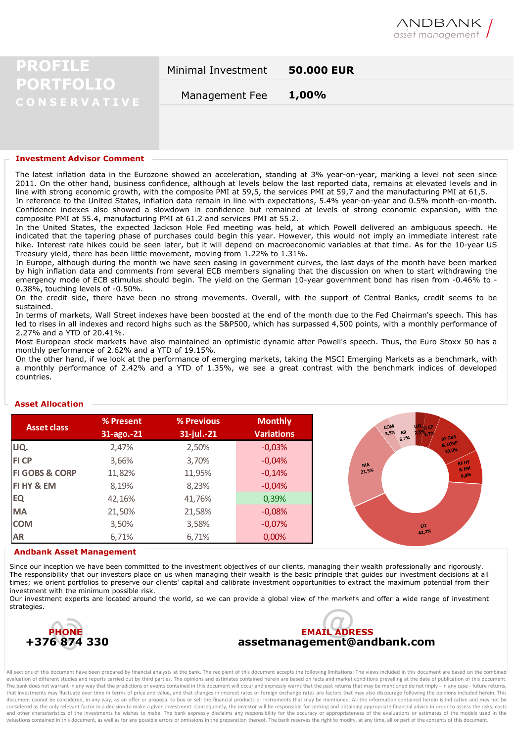ANDBANK
asset management

# PROFILE PORTFOLIO
## CONSERVATIVE

| | |
|---|---|
| Minimal Investment | **50.000 EUR** |
| Management Fee | **1,00%** |

### Investment Advisor Comment

The latest inflation data in the Eurozone showed an acceleration, standing at 3% year-on-year, marking a level not seen since 2011. On the other hand, business confidence, although at levels below the last reported data, remains at elevated levels and in line with strong economic growth, with the composite PMI at 59,5, the services PMI at 59,7 and the manufacturing PMI at 61,5.
In reference to the United States, inflation data remain in line with expectations, 5.4% year-on-year and 0.5% month-on-month. Confidence indexes also showed a slowdown in confidence but remained at levels of strong economic expansion, with the composite PMI at 55.4, manufacturing PMI at 61.2 and services PMI at 55.2.
In the United States, the expected Jackson Hole Fed meeting was held, at which Powell delivered an ambiguous speech. He indicated that the tapering phase of purchases could begin this year. However, this would not imply an immediate interest rate hike. Interest rate hikes could be seen later, but it will depend on macroeconomic variables at that time. As for the 10-year US Treasury yield, there has been little movement, moving from 1.22% to 1.31%.
In Europe, although during the month we have seen easing in government curves, the last days of the month have been marked by high inflation data and comments from several ECB members signaling that the discussion on when to start withdrawing the emergency mode of ECB stimulus should begin. The yield on the German 10-year government bond has risen from -0.46% to -0.38%, touching levels of -0.50%.
On the credit side, there have been no strong movements. Overall, with the support of Central Banks, credit seems to be sustained.
In terms of markets, Wall Street indexes have been boosted at the end of the month due to the Fed Chairman's speech. This has led to rises in all indexes and record highs such as the S&P500, which has surpassed 4,500 points, with a monthly performance of 2.27% and a YTD of 20.41%.
Most European stock markets have also maintained an optimistic dynamic after Powell's speech. Thus, the Euro Stoxx 50 has a monthly performance of 2.62% and a YTD of 19.15%.
On the other hand, if we look at the performance of emerging markets, taking the MSCI Emerging Markets as a benchmark, with a monthly performance of 2.42% and a YTD of 1.35%, we see a great contrast with the benchmark indices of developed countries.

### Asset Allocation

| Asset class | % Present 31-ago.-21 | % Previous 31-jul.-21 | Monthly Variations |
|---|---|---|---|
| LIQ. | 2,47% | 2,50% | -0,03% |
| FI CP | 3,66% | 3,70% | -0,04% |
| FI GOBS & CORP | 11,82% | 11,95% | -0,14% |
| FI HY & EM | 8,19% | 8,23% | -0,04% |
| EQ | 42,16% | 41,76% | 0,39% |
| MA | 21,50% | 21,58% | -0,08% |
| COM | 3,50% | 3,58% | -0,07% |
| AR | 6,71% | 6,71% | 0,00% |

LIQ. 2,5%
FI CP 3,7%
RF GBS & CORP 10,0%
RF HY & EM 6,8%
EQ 42,2%
MA 21,5%
COM 3,5%
AR 6,7%

### Andbank Asset Management

Since our inception we have been committed to the investment objectives of our clients, managing their wealth professionally and rigorously. The responsibility that our investors place on us when managing their wealth is the basic principle that guides our investment decisions at all times; we orient portfolios to preserve our clients' capital and calibrate investment opportunities to extract the maximum potential from their investment with the minimum possible risk.
Our investment experts are located around the world, so we can provide a global view of the markets and offer a wide range of investment strategies.

**PHONE**
**+376 874 330**

**EMAIL ADRESS**
**assetmanagement@andbank.com**

All sections of this document have been prepared by financial analysts at the bank. The recipient of this document accepts the following limitations: The views included in this document are based on the combined evaluation of different studies and reports carried out by third parties. The opinions and estimates contained herein are based on facts and market conditions prevailing at the date of publication of this document. The bank does not warrant in any way that the predictions or events contained in this document will occur and expressly warns that the past returns that may be mentioned do not imply - in any case - future returns, that investments may fluctuate over time in terms of price and value, and that changes in interest rates or foreign exchange rates are factors that may also discourage following the opinions included herein. This document cannot be considered, in any way, as an offer or proposal to buy or sell the financial products or instruments that may be mentioned. All the information contained herein is indicative and may not be considered as the only relevant factor in a decision to make a given investment. Consequently, the investor will be responsible for seeking and obtaining appropriate financial advice in order to assess the risks, costs and other characteristics of the investments he wishes to make. The bank expressly disclaims any responsibility for the accuracy or appropriateness of the evaluations or estimates of the models used in the valuations contained in this document, as well as for any possible errors or omissions in the preparation thereof. The bank reserves the right to modify, at any time, all or part of the contents of this document.